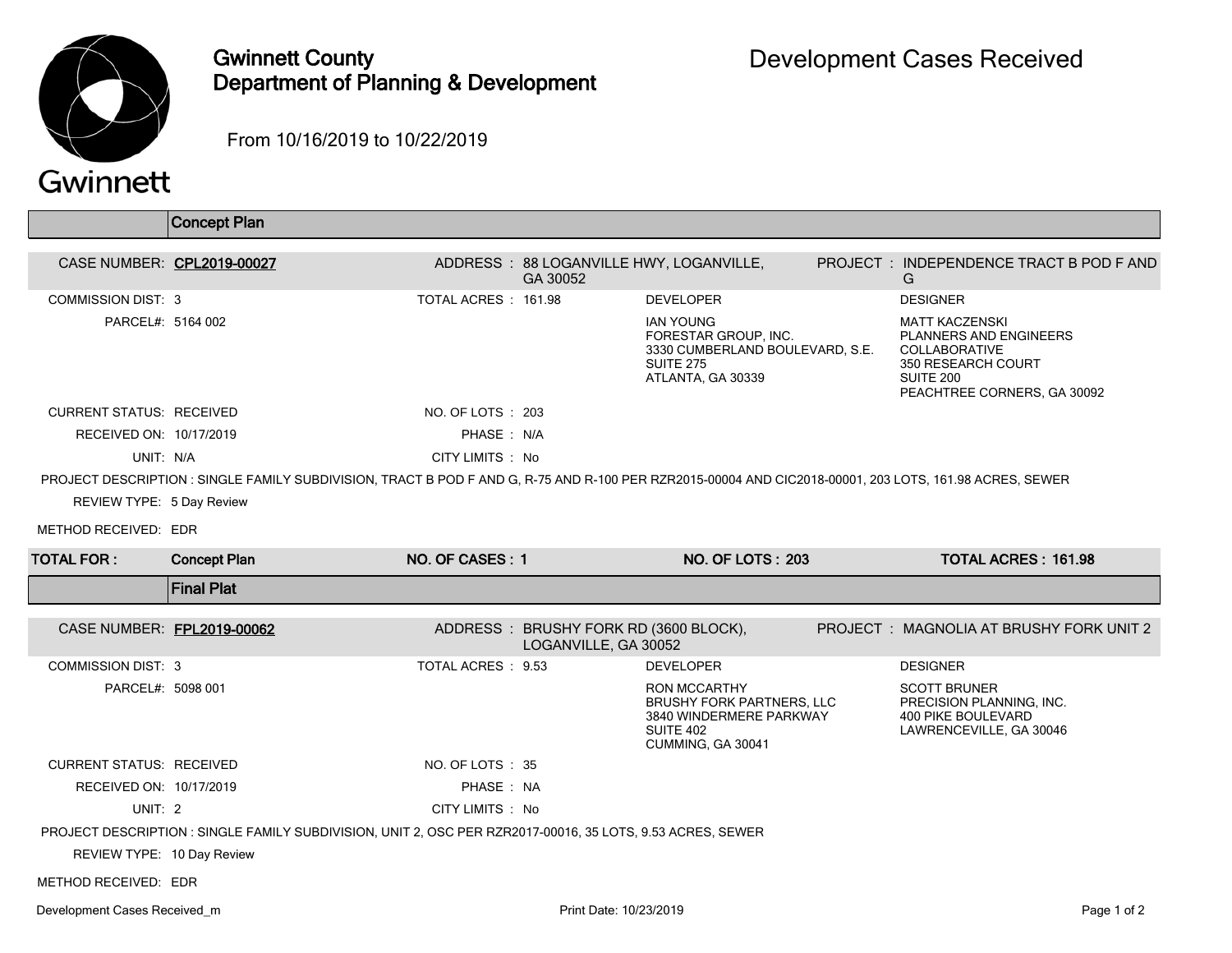# Gwinnett County Department of Planning & Development

## Development Cases Received

From 10/16/2019 to 10/22/2019

## Concept Plan

**CASE NUMBER:** CPL2019-00027

**ADDRESS :** 88 LOGANVILLE HWY, LOGANVILLE, GA 30052

**PROJECT :** INDEPENDENCE TRACT B POD F AND G

**COMMISSION DIST:** 3

**TOTAL ACRES :** 161.98

**PARCEL#:** 5164 002

**DEVELOPER**

IAN YOUNG
FORESTAR GROUP, INC.
3330 CUMBERLAND BOULEVARD, S.E.
SUITE 275
ATLANTA, GA 30339

**DESIGNER**

MATT KACZENSKI
PLANNERS AND ENGINEERS COLLABORATIVE
350 RESEARCH COURT
SUITE 200
PEACHTREE CORNERS, GA 30092

**CURRENT STATUS:** RECEIVED

**NO. OF LOTS :** 203

**RECEIVED ON:** 10/17/2019

**PHASE :** N/A

**UNIT:** N/A

**CITY LIMITS :** No

**PROJECT DESCRIPTION :** SINGLE FAMILY SUBDIVISION, TRACT B POD F AND G, R-75 AND R-100 PER RZR2015-00004 AND CIC2018-00001, 203 LOTS, 161.98 ACRES, SEWER

**REVIEW TYPE:** 5 Day Review

**METHOD RECEIVED:** EDR

| TOTAL FOR : | Concept Plan | NO. OF CASES : 1 | NO. OF LOTS : 203 | TOTAL ACRES : 161.98 |
|---|---|---|---|---|

## Final Plat

**CASE NUMBER:** FPL2019-00062

**ADDRESS :** BRUSHY FORK RD (3600 BLOCK), LOGANVILLE, GA 30052

**PROJECT :** MAGNOLIA AT BRUSHY FORK UNIT 2

**COMMISSION DIST:** 3

**TOTAL ACRES :** 9.53

**PARCEL#:** 5098 001

**DEVELOPER**

RON MCCARTHY
BRUSHY FORK PARTNERS, LLC
3840 WINDERMERE PARKWAY
SUITE 402
CUMMING, GA 30041

**DESIGNER**

SCOTT BRUNER
PRECISION PLANNING, INC.
400 PIKE BOULEVARD
LAWRENCEVILLE, GA 30046

**CURRENT STATUS:** RECEIVED

**NO. OF LOTS :** 35

**RECEIVED ON:** 10/17/2019

**PHASE :** NA

**UNIT:** 2

**CITY LIMITS :** No

**PROJECT DESCRIPTION :** SINGLE FAMILY SUBDIVISION, UNIT 2, OSC PER RZR2017-00016, 35 LOTS, 9.53 ACRES, SEWER

**REVIEW TYPE:** 10 Day Review

**METHOD RECEIVED:** EDR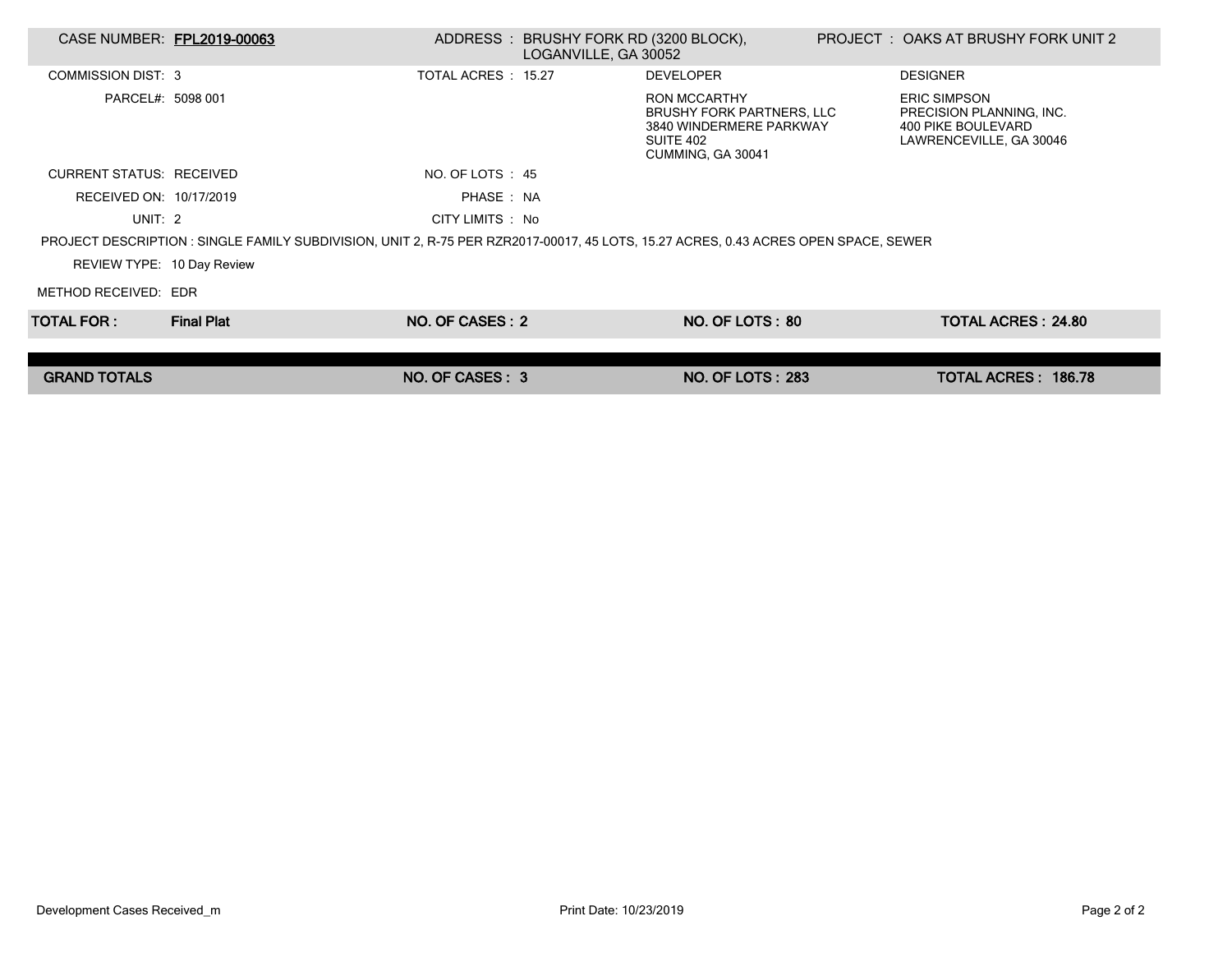| CASE NUMBER: **FPL2019-00063** | ADDRESS : BRUSHY FORK RD (3200 BLOCK), LOGANVILLE, GA 30052 | PROJECT : OAKS AT BRUSHY FORK UNIT 2 |
| --- | --- | --- |

COMMISSION DIST: 3

TOTAL ACRES : 15.27

PARCEL#: 5098 001

**DEVELOPER**

RON MCCARTHY
BRUSHY FORK PARTNERS, LLC
3840 WINDERMERE PARKWAY
SUITE 402
CUMMING, GA 30041

**DESIGNER**

ERIC SIMPSON
PRECISION PLANNING, INC.
400 PIKE BOULEVARD
LAWRENCEVILLE, GA 30046

CURRENT STATUS: RECEIVED

NO. OF LOTS : 45

RECEIVED ON: 10/17/2019

PHASE : NA

UNIT: 2

CITY LIMITS : No

PROJECT DESCRIPTION : SINGLE FAMILY SUBDIVISION, UNIT 2, R-75 PER RZR2017-00017, 45 LOTS, 15.27 ACRES, 0.43 ACRES OPEN SPACE, SEWER

REVIEW TYPE: 10 Day Review

METHOD RECEIVED: EDR

| TOTAL FOR : Final Plat | NO. OF CASES : 2 | NO. OF LOTS : 80 | TOTAL ACRES : 24.80 |
| --- | --- | --- | --- |
| **GRAND TOTALS** | **NO. OF CASES : 3** | **NO. OF LOTS : 283** | **TOTAL ACRES : 186.78** |

Development Cases Received_m

Print Date: 10/23/2019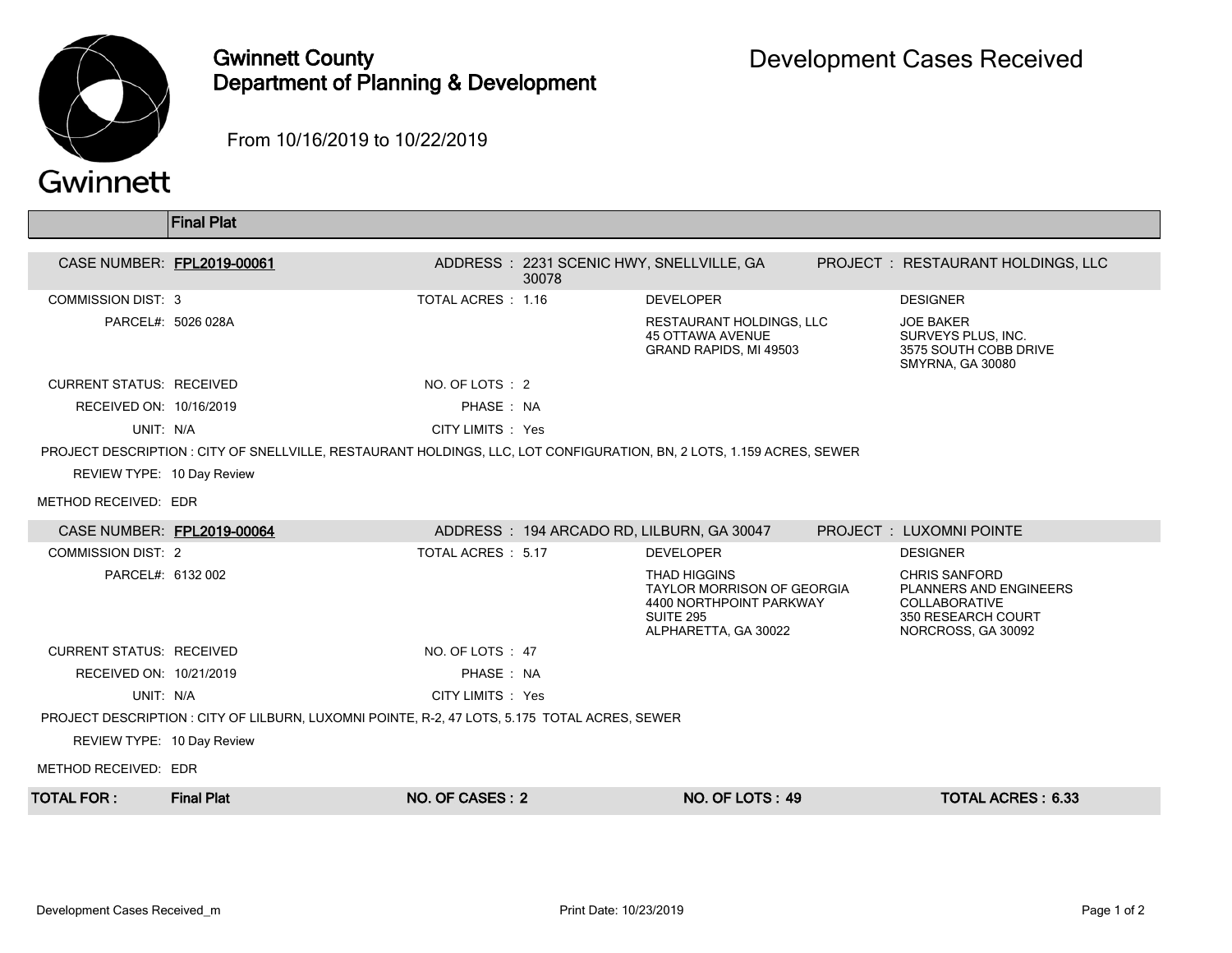# Gwinnett County Department of Planning & Development

## Development Cases Received

From 10/16/2019 to 10/22/2019

## Final Plat

**CASE NUMBER:** FPL2019-00061
**ADDRESS:** 2231 SCENIC HWY, SNELLVILLE, GA 30078
**PROJECT:** RESTAURANT HOLDINGS, LLC

COMMISSION DIST: 3
TOTAL ACRES: 1.16
PARCEL#: 5026 028A

**DEVELOPER**
RESTAURANT HOLDINGS, LLC
45 OTTAWA AVENUE
GRAND RAPIDS, MI 49503

**DESIGNER**
JOE BAKER
SURVEYS PLUS, INC.
3575 SOUTH COBB DRIVE
SMYRNA, GA 30080

CURRENT STATUS: RECEIVED
NO. OF LOTS: 2
RECEIVED ON: 10/16/2019
PHASE: NA
UNIT: N/A
CITY LIMITS: Yes

PROJECT DESCRIPTION: CITY OF SNELLVILLE, RESTAURANT HOLDINGS, LLC, LOT CONFIGURATION, BN, 2 LOTS, 1.159 ACRES, SEWER

REVIEW TYPE: 10 Day Review

METHOD RECEIVED: EDR

---

**CASE NUMBER:** FPL2019-00064
**ADDRESS:** 194 ARCADO RD, LILBURN, GA 30047
**PROJECT:** LUXOMNI POINTE

COMMISSION DIST: 2
TOTAL ACRES: 5.17
PARCEL#: 6132 002

**DEVELOPER**
THAD HIGGINS
TAYLOR MORRISON OF GEORGIA
4400 NORTHPOINT PARKWAY
SUITE 295
ALPHARETTA, GA 30022

**DESIGNER**
CHRIS SANFORD
PLANNERS AND ENGINEERS COLLABORATIVE
350 RESEARCH COURT
NORCROSS, GA 30092

CURRENT STATUS: RECEIVED
NO. OF LOTS: 47
RECEIVED ON: 10/21/2019
PHASE: NA
UNIT: N/A
CITY LIMITS: Yes

PROJECT DESCRIPTION: CITY OF LILBURN, LUXOMNI POINTE, R-2, 47 LOTS, 5.175 TOTAL ACRES, SEWER

REVIEW TYPE: 10 Day Review

METHOD RECEIVED: EDR

---

| TOTAL FOR: | Final Plat | NO. OF CASES: 2 | NO. OF LOTS: 49 | TOTAL ACRES: 6.33 |
|---|---|---|---|---|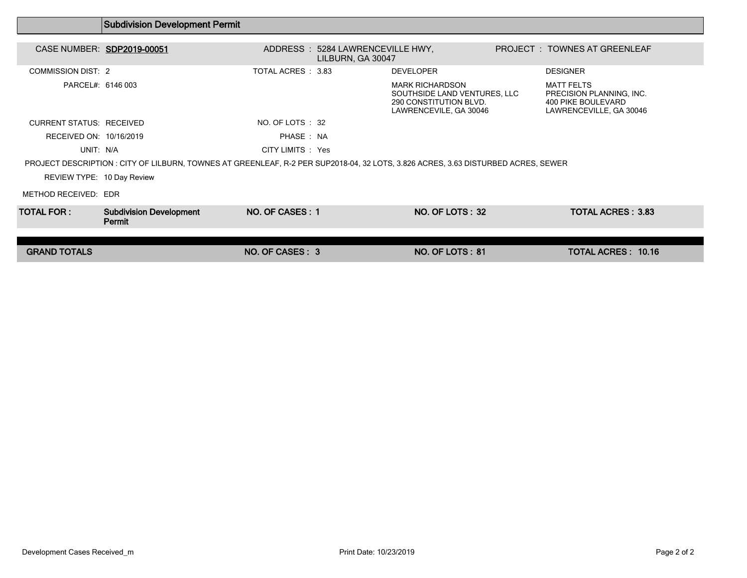## Subdivision Development Permit

| CASE NUMBER: | SDP2019-00051 | ADDRESS : | 5284 LAWRENCEVILLE HWY, LILBURN, GA 30047 | PROJECT : | TOWNES AT GREENLEAF |
|---|---|---|---|---|---|
| COMMISSION DIST: | 2 | TOTAL ACRES : | 3.83 | DEVELOPER | DESIGNER |
| PARCEL#: | 6146 003 | | | MARK RICHARDSON<br>SOUTHSIDE LAND VENTURES, LLC<br>290 CONSTITUTION BLVD.<br>LAWRENCEVILE, GA 30046 | MATT FELTS<br>PRECISION PLANNING, INC.<br>400 PIKE BOULEVARD<br>LAWRENCEVILLE, GA 30046 |
| CURRENT STATUS: | RECEIVED | NO. OF LOTS : | 32 | | |
| RECEIVED ON: | 10/16/2019 | PHASE : | NA | | |
| UNIT: | N/A | CITY LIMITS : | Yes | | |

PROJECT DESCRIPTION : CITY OF LILBURN, TOWNES AT GREENLEAF, R-2 PER SUP2018-04, 32 LOTS, 3.826 ACRES, 3.63 DISTURBED ACRES, SEWER

REVIEW TYPE: 10 Day Review

METHOD RECEIVED: EDR

| | | | | |
|---|---|---|---|---|
| **TOTAL FOR :** | **Subdivision Development Permit** | **NO. OF CASES : 1** | **NO. OF LOTS : 32** | **TOTAL ACRES : 3.83** |

| | | | |
|---|---|---|---|
| **GRAND TOTALS** | **NO. OF CASES : 3** | **NO. OF LOTS : 81** | **TOTAL ACRES : 10.16** |

Development Cases Received_m

Print Date: 10/23/2019